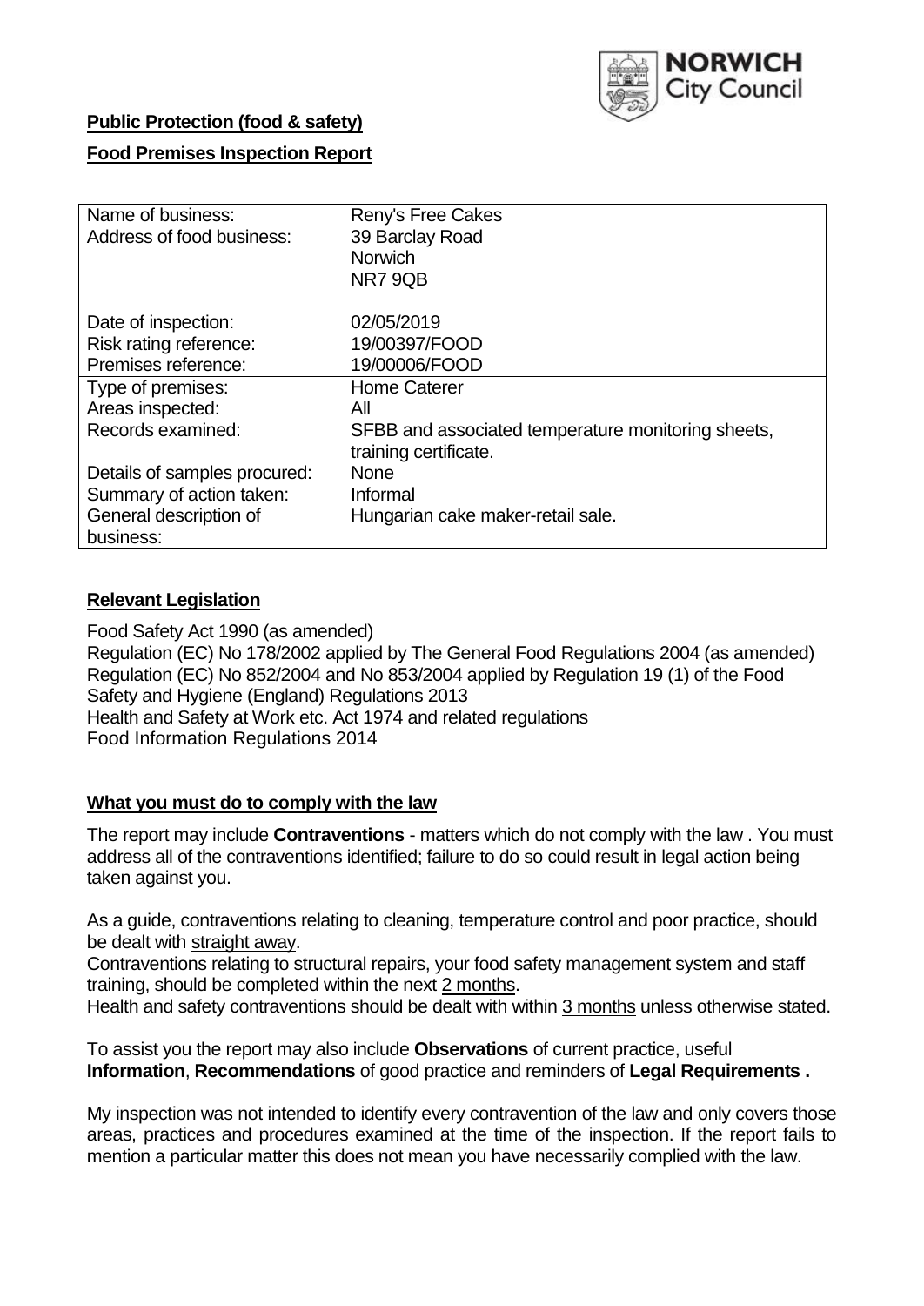**Public Protection (food & safety)**

**Food Premises Inspection Report**

| Name of business: | Reny's Free Cakes |
|---|---|
| Address of food business: | 39 Barclay Road<br>Norwich<br>NR7 9QB |
| Date of inspection: | 02/05/2019 |
| Risk rating reference: | 19/00397/FOOD |
| Premises reference: | 19/00006/FOOD |
| Type of premises: | Home Caterer |
| Areas inspected: | All |
| Records examined: | SFBB and associated temperature monitoring sheets, training certificate. |
| Details of samples procured: | None |
| Summary of action taken: | Informal |
| General description of business: | Hungarian cake maker-retail sale. |

## Relevant Legislation

Food Safety Act 1990 (as amended)
Regulation (EC) No 178/2002 applied by The General Food Regulations 2004 (as amended)
Regulation (EC) No 852/2004 and No 853/2004 applied by Regulation 19 (1) of the Food Safety and Hygiene (England) Regulations 2013
Health and Safety at Work etc. Act 1974 and related regulations
Food Information Regulations 2014

## What you must do to comply with the law

The report may include **Contraventions** - matters which do not comply with the law . You must address all of the contraventions identified; failure to do so could result in legal action being taken against you.

As a guide, contraventions relating to cleaning, temperature control and poor practice, should be dealt with straight away.

Contraventions relating to structural repairs, your food safety management system and staff training, should be completed within the next 2 months.

Health and safety contraventions should be dealt with within 3 months unless otherwise stated.

To assist you the report may also include **Observations** of current practice, useful **Information**, **Recommendations** of good practice and reminders of **Legal Requirements .**

My inspection was not intended to identify every contravention of the law and only covers those areas, practices and procedures examined at the time of the inspection. If the report fails to mention a particular matter this does not mean you have necessarily complied with the law.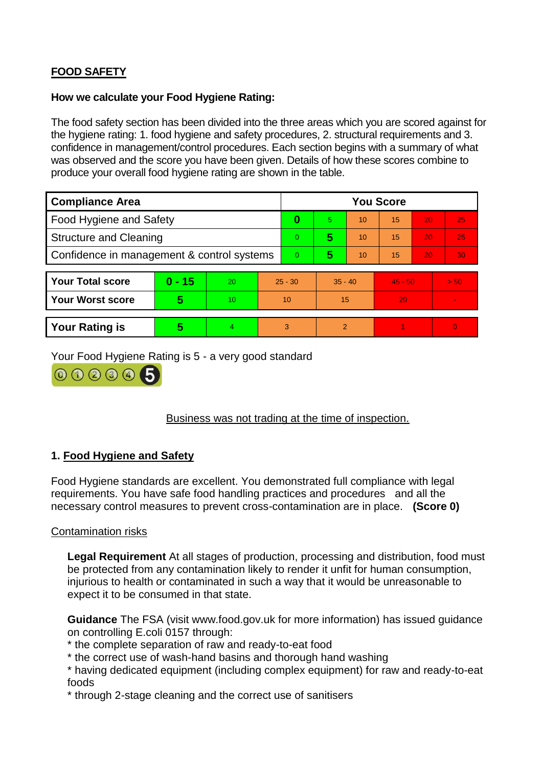## FOOD SAFETY

**How we calculate your Food Hygiene Rating:**

The food safety section has been divided into the three areas which you are scored against for the hygiene rating: 1. food hygiene and safety procedures, 2. structural requirements and 3. confidence in management/control procedures. Each section begins with a summary of what was observed and the score you have been given. Details of how these scores combine to produce your overall food hygiene rating are shown in the table.

| Compliance Area | You Score | | | | | |
|---|---|---|---|---|---|---|
| Food Hygiene and Safety | **0** | 5 | 10 | 15 | 20 | 25 |
| Structure and Cleaning | 0 | **5** | 10 | 15 | 20 | 25 |
| Confidence in management & control systems | 0 | **5** | 10 | 15 | 20 | 30 |

| | | | | | | |
|---|---|---|---|---|---|---|
| **Your Total score** | **0 - 15** | 20 | 25 - 30 | 35 - 40 | 45 - 50 | > 50 |
| **Your Worst score** | **5** | 10 | 10 | 15 | 20 | - |

| | | | | | | |
|---|---|---|---|---|---|---|
| **Your Rating is** | **5** | 4 | 3 | 2 | 1 | 0 |

Your Food Hygiene Rating is 5 - a very good standard

Business was not trading at the time of inspection.

### 1. Food Hygiene and Safety

Food Hygiene standards are excellent. You demonstrated full compliance with legal requirements. You have safe food handling practices and procedures and all the necessary control measures to prevent cross-contamination are in place. **(Score 0)**

Contamination risks

**Legal Requirement** At all stages of production, processing and distribution, food must be protected from any contamination likely to render it unfit for human consumption, injurious to health or contaminated in such a way that it would be unreasonable to expect it to be consumed in that state.

**Guidance** The FSA (visit www.food.gov.uk for more information) has issued guidance on controlling E.coli 0157 through:
* the complete separation of raw and ready-to-eat food
* the correct use of wash-hand basins and thorough hand washing
* having dedicated equipment (including complex equipment) for raw and ready-to-eat foods
* through 2-stage cleaning and the correct use of sanitisers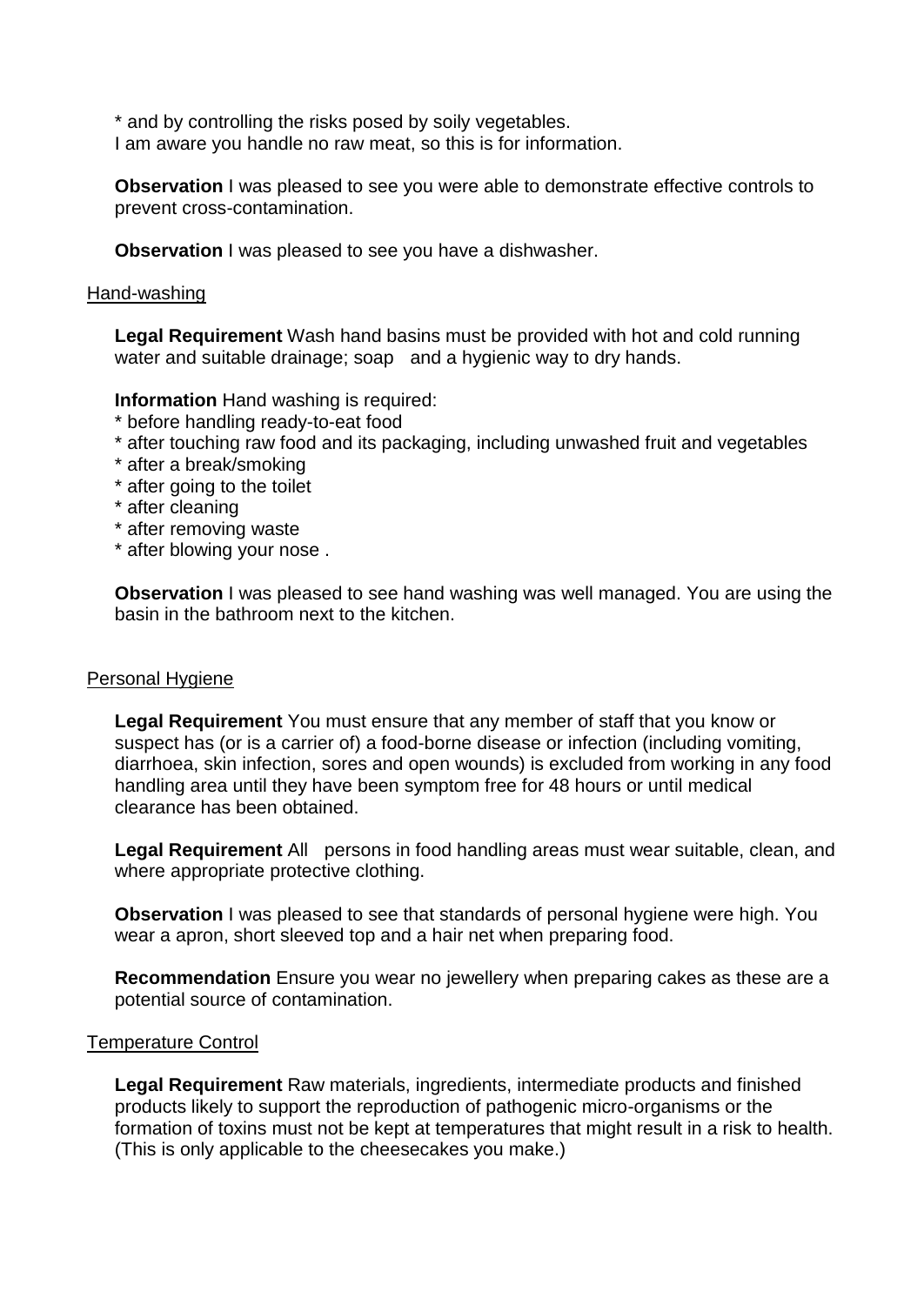* and by controlling the risks posed by soily vegetables.
I am aware you handle no raw meat, so this is for information.

**Observation** I was pleased to see you were able to demonstrate effective controls to prevent cross-contamination.

**Observation** I was pleased to see you have a dishwasher.

Hand-washing

**Legal Requirement** Wash hand basins must be provided with hot and cold running water and suitable drainage; soap and a hygienic way to dry hands.

**Information** Hand washing is required:
* before handling ready-to-eat food
* after touching raw food and its packaging, including unwashed fruit and vegetables
* after a break/smoking
* after going to the toilet
* after cleaning
* after removing waste
* after blowing your nose .

**Observation** I was pleased to see hand washing was well managed. You are using the basin in the bathroom next to the kitchen.

Personal Hygiene

**Legal Requirement** You must ensure that any member of staff that you know or suspect has (or is a carrier of) a food-borne disease or infection (including vomiting, diarrhoea, skin infection, sores and open wounds) is excluded from working in any food handling area until they have been symptom free for 48 hours or until medical clearance has been obtained.

**Legal Requirement** All persons in food handling areas must wear suitable, clean, and where appropriate protective clothing.

**Observation** I was pleased to see that standards of personal hygiene were high. You wear a apron, short sleeved top and a hair net when preparing food.

**Recommendation** Ensure you wear no jewellery when preparing cakes as these are a potential source of contamination.

Temperature Control

**Legal Requirement** Raw materials, ingredients, intermediate products and finished products likely to support the reproduction of pathogenic micro-organisms or the formation of toxins must not be kept at temperatures that might result in a risk to health. (This is only applicable to the cheesecakes you make.)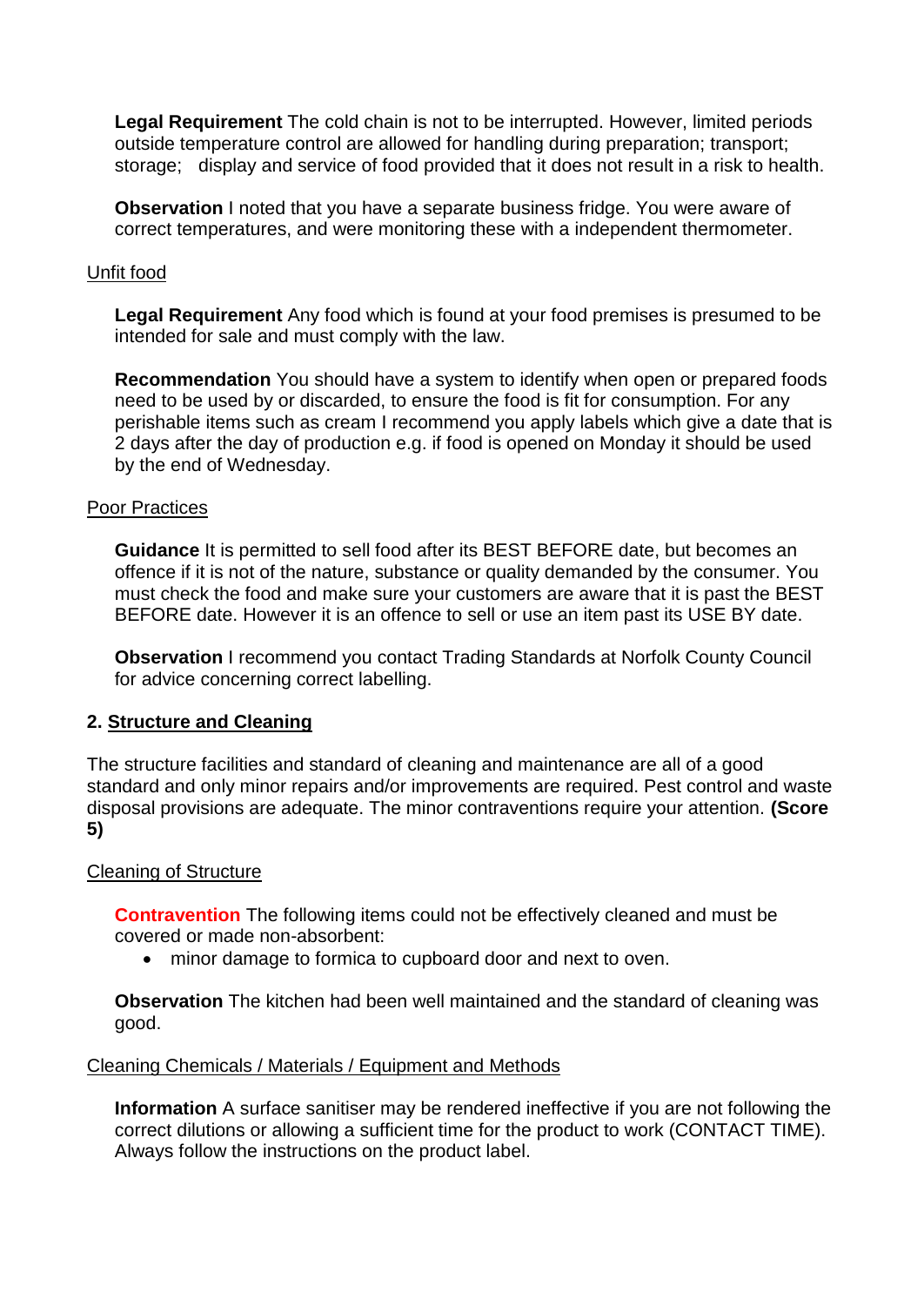**Legal Requirement** The cold chain is not to be interrupted. However, limited periods outside temperature control are allowed for handling during preparation; transport; storage;   display and service of food provided that it does not result in a risk to health.

**Observation** I noted that you have a separate business fridge. You were aware of correct temperatures, and were monitoring these with a independent thermometer.

Unfit food

**Legal Requirement** Any food which is found at your food premises is presumed to be intended for sale and must comply with the law.

**Recommendation** You should have a system to identify when open or prepared foods need to be used by or discarded, to ensure the food is fit for consumption. For any perishable items such as cream I recommend you apply labels which give a date that is 2 days after the day of production e.g. if food is opened on Monday it should be used by the end of Wednesday.

Poor Practices

**Guidance** It is permitted to sell food after its BEST BEFORE date, but becomes an offence if it is not of the nature, substance or quality demanded by the consumer. You must check the food and make sure your customers are aware that it is past the BEST BEFORE date. However it is an offence to sell or use an item past its USE BY date.

**Observation** I recommend you contact Trading Standards at Norfolk County Council for advice concerning correct labelling.

## 2. Structure and Cleaning

The structure facilities and standard of cleaning and maintenance are all of a good standard and only minor repairs and/or improvements are required. Pest control and waste disposal provisions are adequate. The minor contraventions require your attention. **(Score 5)**

Cleaning of Structure

**Contravention** The following items could not be effectively cleaned and must be covered or made non-absorbent:

- minor damage to formica to cupboard door and next to oven.

**Observation** The kitchen had been well maintained and the standard of cleaning was good.

Cleaning Chemicals / Materials / Equipment and Methods

**Information** A surface sanitiser may be rendered ineffective if you are not following the correct dilutions or allowing a sufficient time for the product to work (CONTACT TIME). Always follow the instructions on the product label.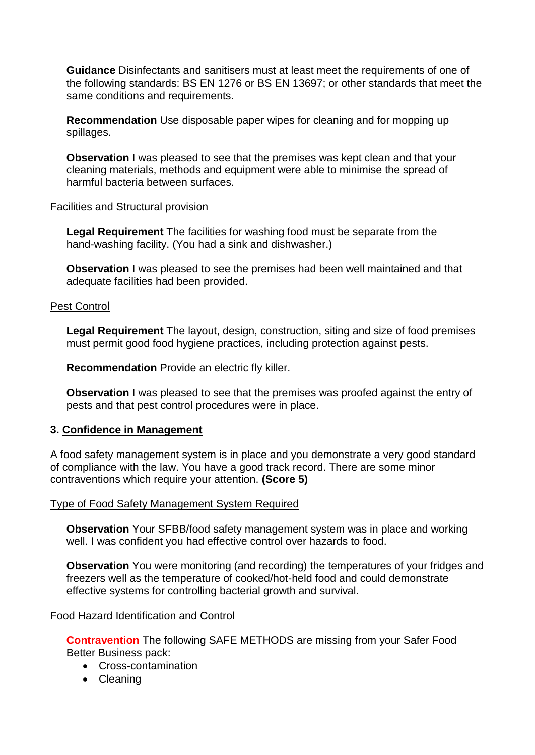**Guidance** Disinfectants and sanitisers must at least meet the requirements of one of the following standards: BS EN 1276 or BS EN 13697; or other standards that meet the same conditions and requirements.

**Recommendation** Use disposable paper wipes for cleaning and for mopping up spillages.

**Observation** I was pleased to see that the premises was kept clean and that your cleaning materials, methods and equipment were able to minimise the spread of harmful bacteria between surfaces.

<u>Facilities and Structural provision</u>

**Legal Requirement** The facilities for washing food must be separate from the hand-washing facility. (You had a sink and dishwasher.)

**Observation** I was pleased to see the premises had been well maintained and that adequate facilities had been provided.

<u>Pest Control</u>

**Legal Requirement** The layout, design, construction, siting and size of food premises must permit good food hygiene practices, including protection against pests.

**Recommendation** Provide an electric fly killer.

**Observation** I was pleased to see that the premises was proofed against the entry of pests and that pest control procedures were in place.

### 3. <u>Confidence in Management</u>

A food safety management system is in place and you demonstrate a very good standard of compliance with the law. You have a good track record. There are some minor contraventions which require your attention. **(Score 5)**

<u>Type of Food Safety Management System Required</u>

**Observation** Your SFBB/food safety management system was in place and working well. I was confident you had effective control over hazards to food.

**Observation** You were monitoring (and recording) the temperatures of your fridges and freezers well as the temperature of cooked/hot-held food and could demonstrate effective systems for controlling bacterial growth and survival.

<u>Food Hazard Identification and Control</u>

**Contravention** The following SAFE METHODS are missing from your Safer Food Better Business pack:

- Cross-contamination
- Cleaning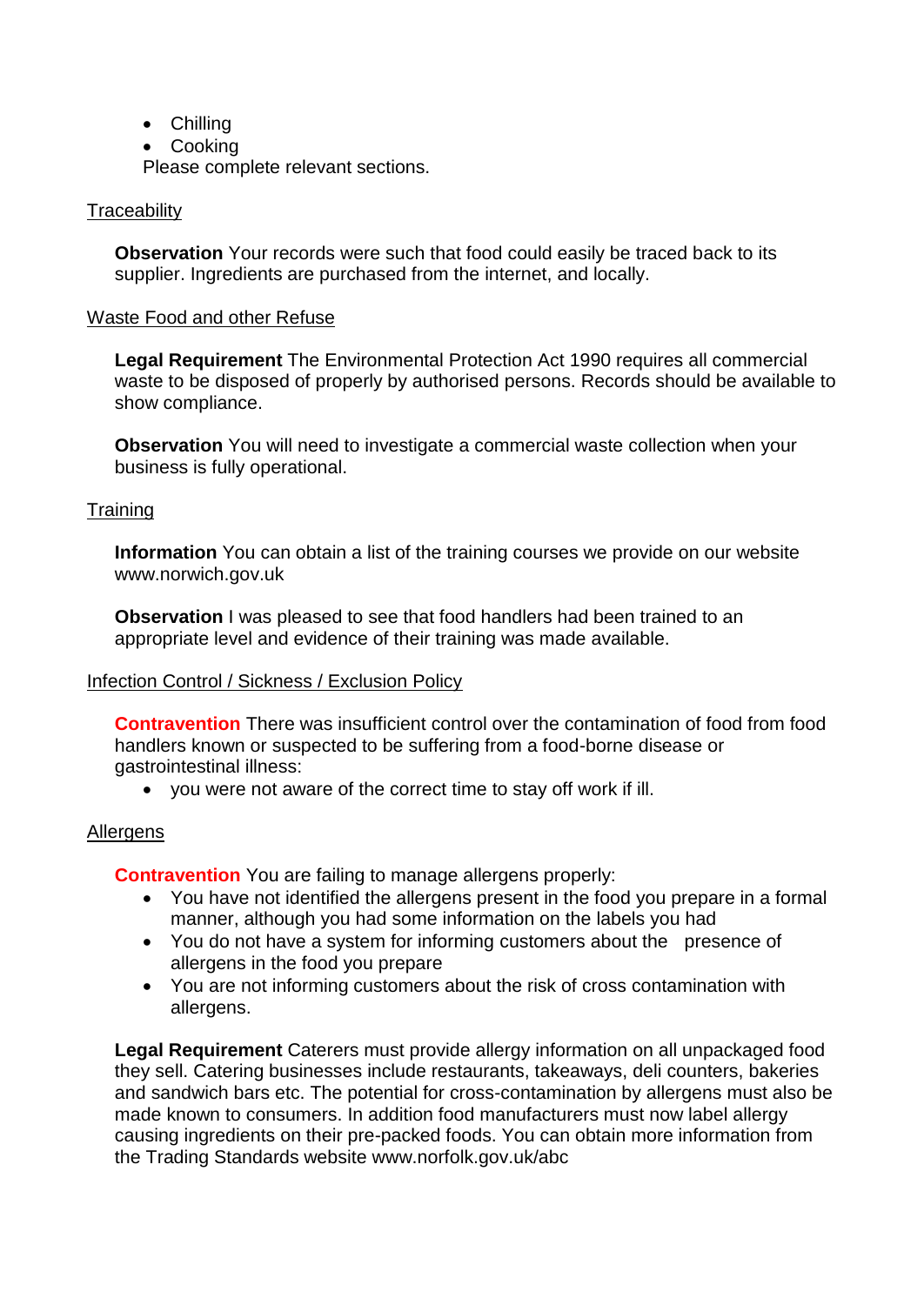- Chilling
- Cooking

Please complete relevant sections.

Traceability

**Observation** Your records were such that food could easily be traced back to its supplier. Ingredients are purchased from the internet, and locally.

Waste Food and other Refuse

**Legal Requirement** The Environmental Protection Act 1990 requires all commercial waste to be disposed of properly by authorised persons. Records should be available to show compliance.

**Observation** You will need to investigate a commercial waste collection when your business is fully operational.

Training

**Information** You can obtain a list of the training courses we provide on our website www.norwich.gov.uk

**Observation** I was pleased to see that food handlers had been trained to an appropriate level and evidence of their training was made available.

Infection Control / Sickness / Exclusion Policy

**Contravention** There was insufficient control over the contamination of food from food handlers known or suspected to be suffering from a food-borne disease or gastrointestinal illness:

- you were not aware of the correct time to stay off work if ill.

Allergens

**Contravention** You are failing to manage allergens properly:

- You have not identified the allergens present in the food you prepare in a formal manner, although you had some information on the labels you had
- You do not have a system for informing customers about the presence of allergens in the food you prepare
- You are not informing customers about the risk of cross contamination with allergens.

**Legal Requirement** Caterers must provide allergy information on all unpackaged food they sell. Catering businesses include restaurants, takeaways, deli counters, bakeries and sandwich bars etc. The potential for cross-contamination by allergens must also be made known to consumers. In addition food manufacturers must now label allergy causing ingredients on their pre-packed foods. You can obtain more information from the Trading Standards website www.norfolk.gov.uk/abc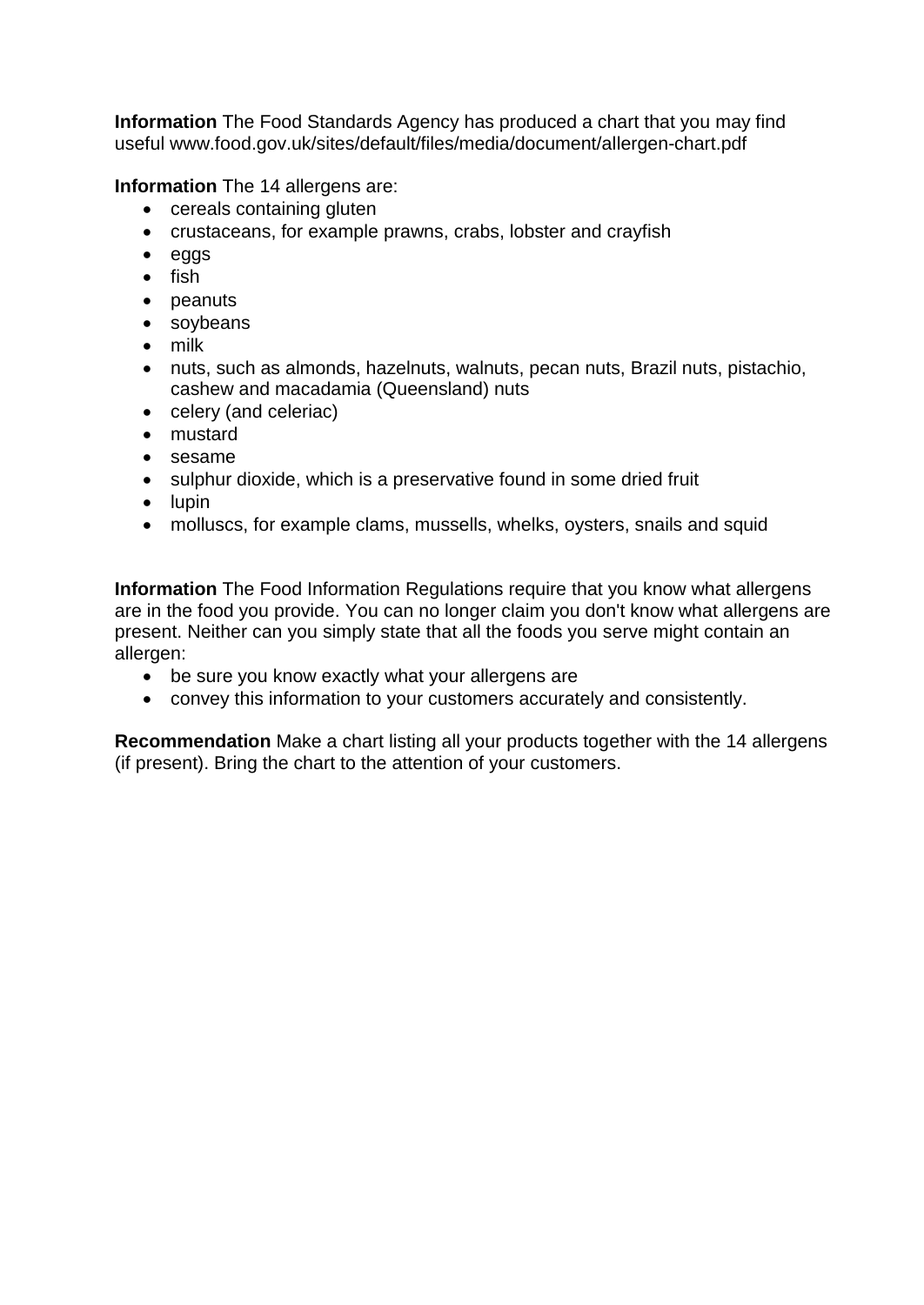**Information** The Food Standards Agency has produced a chart that you may find useful www.food.gov.uk/sites/default/files/media/document/allergen-chart.pdf

**Information** The 14 allergens are:

- cereals containing gluten
- crustaceans, for example prawns, crabs, lobster and crayfish
- eggs
- fish
- peanuts
- soybeans
- milk
- nuts, such as almonds, hazelnuts, walnuts, pecan nuts, Brazil nuts, pistachio, cashew and macadamia (Queensland) nuts
- celery (and celeriac)
- mustard
- sesame
- sulphur dioxide, which is a preservative found in some dried fruit
- lupin
- molluscs, for example clams, mussells, whelks, oysters, snails and squid

**Information** The Food Information Regulations require that you know what allergens are in the food you provide. You can no longer claim you don't know what allergens are present. Neither can you simply state that all the foods you serve might contain an allergen:

- be sure you know exactly what your allergens are
- convey this information to your customers accurately and consistently.

**Recommendation** Make a chart listing all your products together with the 14 allergens (if present). Bring the chart to the attention of your customers.